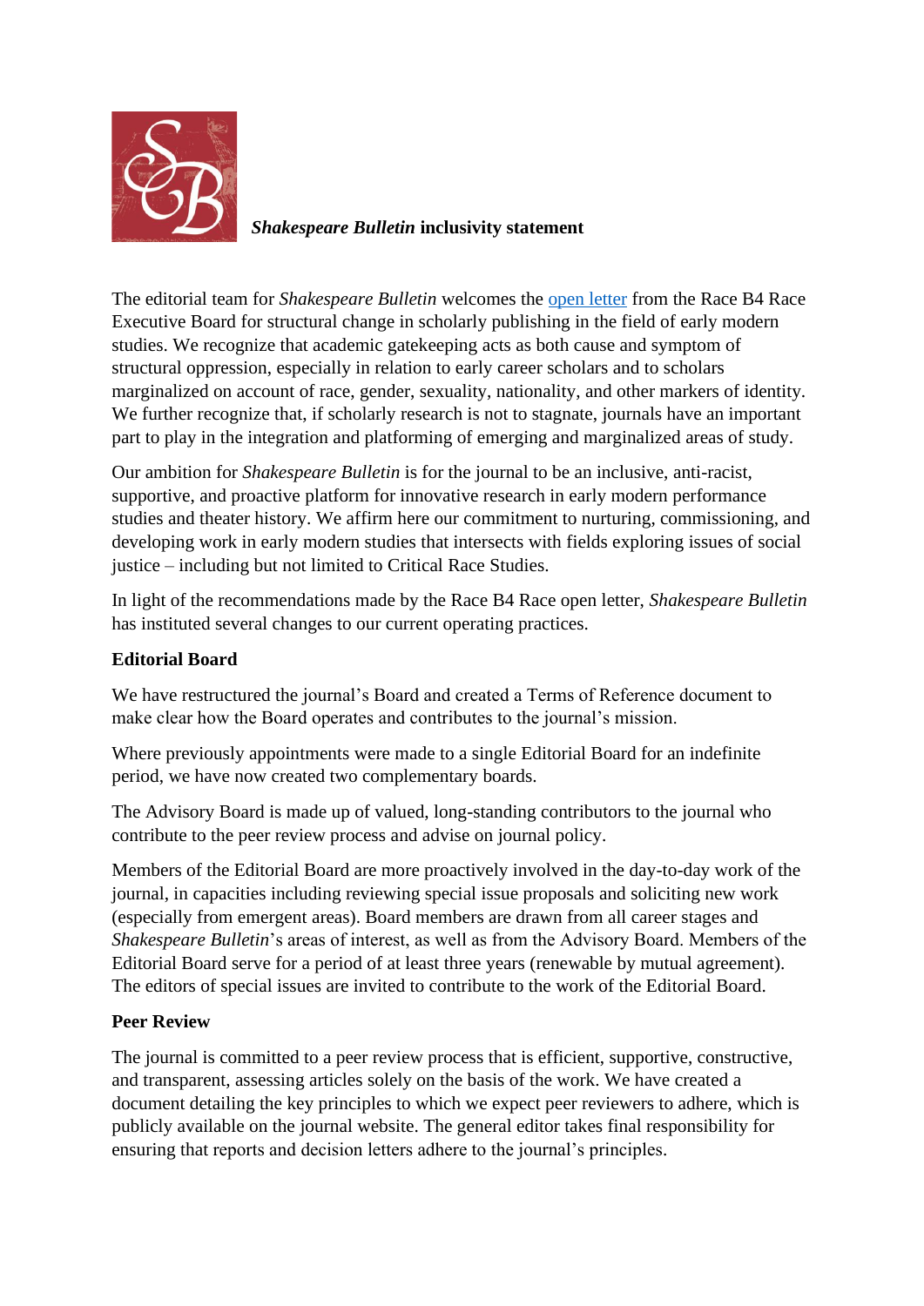# *Shakespeare Bulletin* inclusivity statement

The editorial team for *Shakespeare Bulletin* welcomes the open letter from the Race B4 Race Executive Board for structural change in scholarly publishing in the field of early modern studies. We recognize that academic gatekeeping acts as both cause and symptom of structural oppression, especially in relation to early career scholars and to scholars marginalized on account of race, gender, sexuality, nationality, and other markers of identity. We further recognize that, if scholarly research is not to stagnate, journals have an important part to play in the integration and platforming of emerging and marginalized areas of study.

Our ambition for *Shakespeare Bulletin* is for the journal to be an inclusive, anti-racist, supportive, and proactive platform for innovative research in early modern performance studies and theater history. We affirm here our commitment to nurturing, commissioning, and developing work in early modern studies that intersects with fields exploring issues of social justice – including but not limited to Critical Race Studies.

In light of the recommendations made by the Race B4 Race open letter, *Shakespeare Bulletin* has instituted several changes to our current operating practices.

## Editorial Board

We have restructured the journal's Board and created a Terms of Reference document to make clear how the Board operates and contributes to the journal's mission.

Where previously appointments were made to a single Editorial Board for an indefinite period, we have now created two complementary boards.

The Advisory Board is made up of valued, long-standing contributors to the journal who contribute to the peer review process and advise on journal policy.

Members of the Editorial Board are more proactively involved in the day-to-day work of the journal, in capacities including reviewing special issue proposals and soliciting new work (especially from emergent areas). Board members are drawn from all career stages and *Shakespeare Bulletin*'s areas of interest, as well as from the Advisory Board. Members of the Editorial Board serve for a period of at least three years (renewable by mutual agreement). The editors of special issues are invited to contribute to the work of the Editorial Board.

## Peer Review

The journal is committed to a peer review process that is efficient, supportive, constructive, and transparent, assessing articles solely on the basis of the work. We have created a document detailing the key principles to which we expect peer reviewers to adhere, which is publicly available on the journal website. The general editor takes final responsibility for ensuring that reports and decision letters adhere to the journal's principles.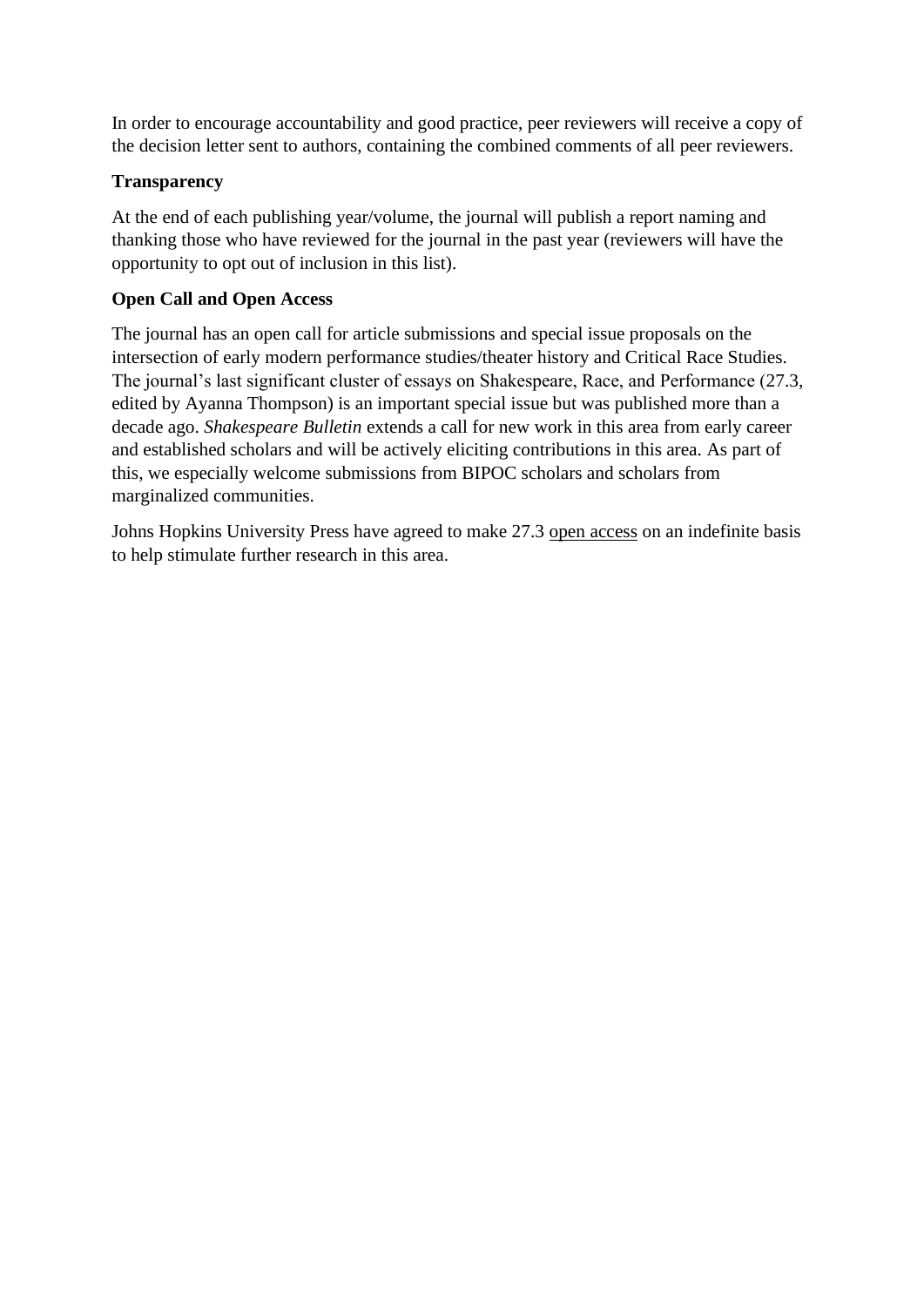In order to encourage accountability and good practice, peer reviewers will receive a copy of the decision letter sent to authors, containing the combined comments of all peer reviewers.

**Transparency**

At the end of each publishing year/volume, the journal will publish a report naming and thanking those who have reviewed for the journal in the past year (reviewers will have the opportunity to opt out of inclusion in this list).

**Open Call and Open Access**

The journal has an open call for article submissions and special issue proposals on the intersection of early modern performance studies/theater history and Critical Race Studies. The journal's last significant cluster of essays on Shakespeare, Race, and Performance (27.3, edited by Ayanna Thompson) is an important special issue but was published more than a decade ago. *Shakespeare Bulletin* extends a call for new work in this area from early career and established scholars and will be actively eliciting contributions in this area. As part of this, we especially welcome submissions from BIPOC scholars and scholars from marginalized communities.

Johns Hopkins University Press have agreed to make 27.3 open access on an indefinite basis to help stimulate further research in this area.